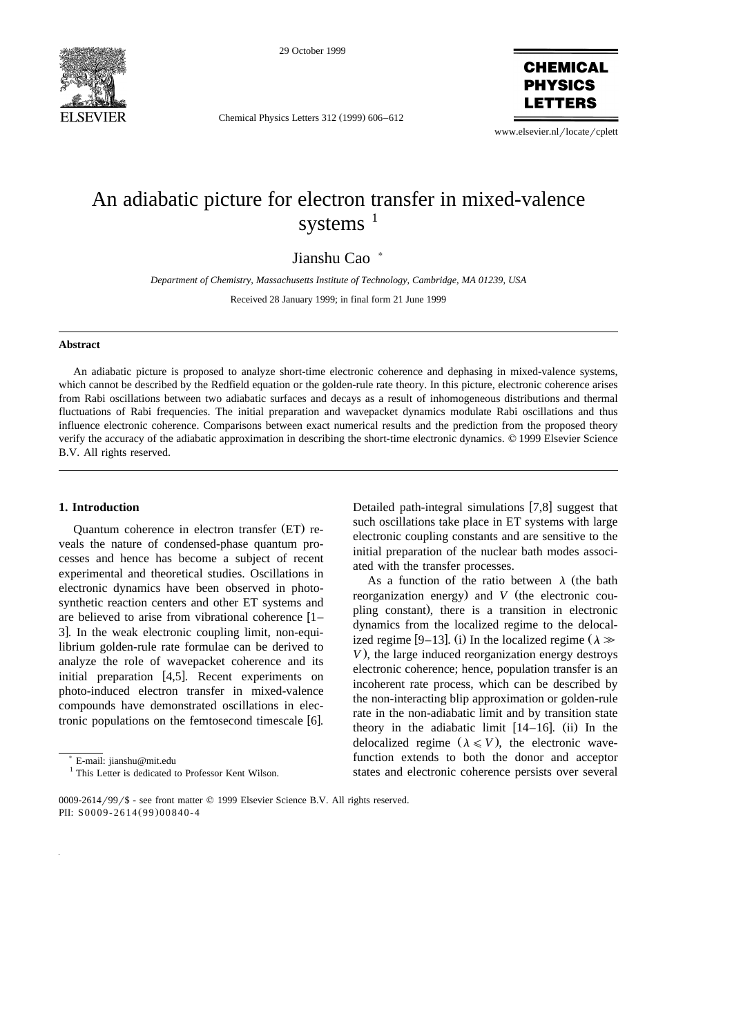# An adiabatic picture for electron transfer in mixed-valence systems [1]

Jianshu Cao [*]

*Department of Chemistry, Massachusetts Institute of Technology, Cambridge, MA 01239, USA*

Received 28 January 1999; in final form 21 June 1999

## Abstract

An adiabatic picture is proposed to analyze short-time electronic coherence and dephasing in mixed-valence systems, which cannot be described by the Redfield equation or the golden-rule rate theory. In this picture, electronic coherence arises from Rabi oscillations between two adiabatic surfaces and decays as a result of inhomogeneous distributions and thermal fluctuations of Rabi frequencies. The initial preparation and wavepacket dynamics modulate Rabi oscillations and thus influence electronic coherence. Comparisons between exact numerical results and the prediction from the proposed theory verify the accuracy of the adiabatic approximation in describing the short-time electronic dynamics. © 1999 Elsevier Science B.V. All rights reserved.

## 1. Introduction

Quantum coherence in electron transfer (ET) reveals the nature of condensed-phase quantum processes and hence has become a subject of recent experimental and theoretical studies. Oscillations in electronic dynamics have been observed in photosynthetic reaction centers and other ET systems and are believed to arise from vibrational coherence [1–3]. In the weak electronic coupling limit, non-equilibrium golden-rule rate formulae can be derived to analyze the role of wavepacket coherence and its initial preparation [4,5]. Recent experiments on photo-induced electron transfer in mixed-valence compounds have demonstrated oscillations in electronic populations on the femtosecond timescale [6]. Detailed path-integral simulations [7,8] suggest that such oscillations take place in ET systems with large electronic coupling constants and are sensitive to the initial preparation of the nuclear bath modes associated with the transfer processes.

As a function of the ratio between $\lambda$ (the bath reorganization energy) and $V$ (the electronic coupling constant), there is a transition in electronic dynamics from the localized regime to the delocalized regime [9–13]. (i) In the localized regime ($\lambda \gg V$), the large induced reorganization energy destroys electronic coherence; hence, population transfer is an incoherent rate process, which can be described by the non-interacting blip approximation or golden-rule rate in the non-adiabatic limit and by transition state theory in the adiabatic limit [14–16]. (ii) In the delocalized regime ($\lambda \leqslant V$), the electronic wavefunction extends to both the donor and acceptor states and electronic coherence persists over several

[*] E-mail: jianshu@mit.edu

[1] This Letter is dedicated to Professor Kent Wilson.

0009-2614/99/$ - see front matter © 1999 Elsevier Science B.V. All rights reserved.
PII: S0009-2614(99)00840-4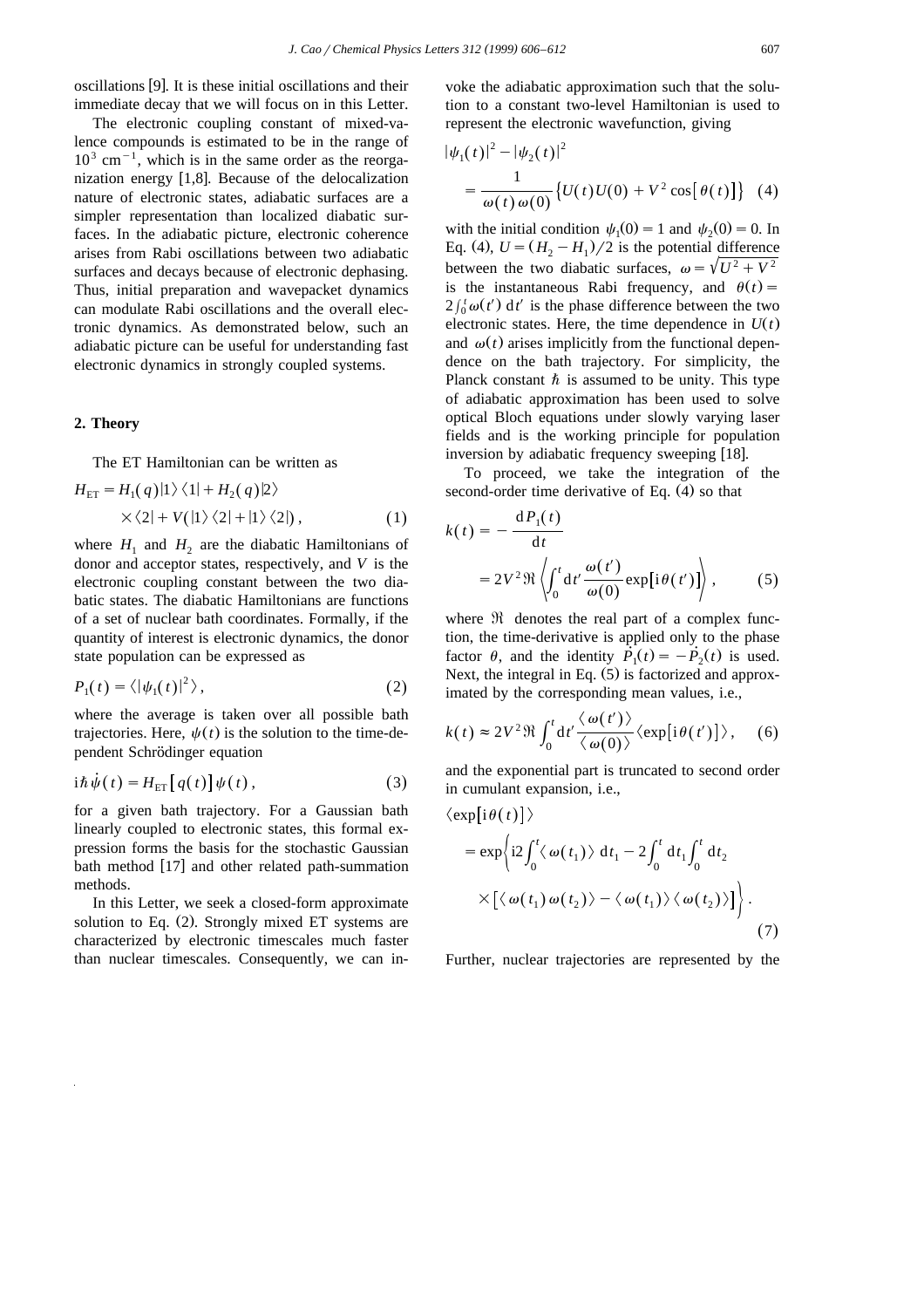oscillations [9]. It is these initial oscillations and their immediate decay that we will focus on in this Letter.

The electronic coupling constant of mixed-valence compounds is estimated to be in the range of $10^3$ cm$^{-1}$, which is in the same order as the reorganization energy [1,8]. Because of the delocalization nature of electronic states, adiabatic surfaces are a simpler representation than localized diabatic surfaces. In the adiabatic picture, electronic coherence arises from Rabi oscillations between two adiabatic surfaces and decays because of electronic dephasing. Thus, initial preparation and wavepacket dynamics can modulate Rabi oscillations and the overall electronic dynamics. As demonstrated below, such an adiabatic picture can be useful for understanding fast electronic dynamics in strongly coupled systems.

## 2. Theory

The ET Hamiltonian can be written as

$$H_{\rm ET} = H_1(q)|1\rangle\langle 1| + H_2(q)|2\rangle \times \langle 2| + V(|1\rangle\langle 2| + |1\rangle\langle 2|), \tag{1}$$

where $H_1$ and $H_2$ are the diabatic Hamiltonians of donor and acceptor states, respectively, and $V$ is the electronic coupling constant between the two diabatic states. The diabatic Hamiltonians are functions of a set of nuclear bath coordinates. Formally, if the quantity of interest is electronic dynamics, the donor state population can be expressed as

$$P_1(t) = \langle |\psi_1(t)|^2 \rangle, \tag{2}$$

where the average is taken over all possible bath trajectories. Here, $\psi(t)$ is the solution to the time-dependent Schrödinger equation

$$i\hbar\dot{\psi}(t) = H_{\rm ET}[q(t)]\psi(t), \tag{3}$$

for a given bath trajectory. For a Gaussian bath linearly coupled to electronic states, this formal expression forms the basis for the stochastic Gaussian bath method [17] and other related path-summation methods.

In this Letter, we seek a closed-form approximate solution to Eq. (2). Strongly mixed ET systems are characterized by electronic timescales much faster than nuclear timescales. Consequently, we can invoke the adiabatic approximation such that the solution to a constant two-level Hamiltonian is used to represent the electronic wavefunction, giving

$$|\psi_1(t)|^2 - |\psi_2(t)|^2 = \frac{1}{\omega(t)\,\omega(0)}\left\{U(t)U(0) + V^2\cos[\theta(t)]\right\} \tag{4}$$

with the initial condition $\psi_1(0) = 1$ and $\psi_2(0) = 0$. In Eq. (4), $U = (H_2 - H_1)/2$ is the potential difference between the two diabatic surfaces, $\omega = \sqrt{U^2 + V^2}$ is the instantaneous Rabi frequency, and $\theta(t) = 2\int_0^t \omega(t')\,{\rm d}t'$ is the phase difference between the two electronic states. Here, the time dependence in $U(t)$ and $\omega(t)$ arises implicitly from the functional dependence on the bath trajectory. For simplicity, the Planck constant $\hbar$ is assumed to be unity. This type of adiabatic approximation has been used to solve optical Bloch equations under slowly varying laser fields and is the working principle for population inversion by adiabatic frequency sweeping [18].

To proceed, we take the integration of the second-order time derivative of Eq. (4) so that

$$k(t) = -\frac{{\rm d}P_1(t)}{{\rm d}t} = 2V^2\Re\left\langle \int_0^t {\rm d}t' \frac{\omega(t')}{\omega(0)} \exp[i\theta(t')] \right\rangle, \tag{5}$$

where $\Re$ denotes the real part of a complex function, the time-derivative is applied only to the phase factor $\theta$, and the identity $\dot{P}_1(t) = -\dot{P}_2(t)$ is used. Next, the integral in Eq. (5) is factorized and approximated by the corresponding mean values, i.e.,

$$k(t) \approx 2V^2\Re\int_0^t {\rm d}t' \frac{\langle\omega(t')\rangle}{\langle\omega(0)\rangle}\langle \exp[i\theta(t')]\rangle, \tag{6}$$

and the exponential part is truncated to second order in cumulant expansion, i.e.,

$$\langle \exp[i\theta(t)]\rangle = \exp\left\{ i2\int_0^t \langle\omega(t_1)\rangle\,{\rm d}t_1 - 2\int_0^t {\rm d}t_1\int_0^t {\rm d}t_2 \times [\langle\omega(t_1)\omega(t_2)\rangle - \langle\omega(t_1)\rangle\langle\omega(t_2)\rangle] \right\}. \tag{7}$$

Further, nuclear trajectories are represented by the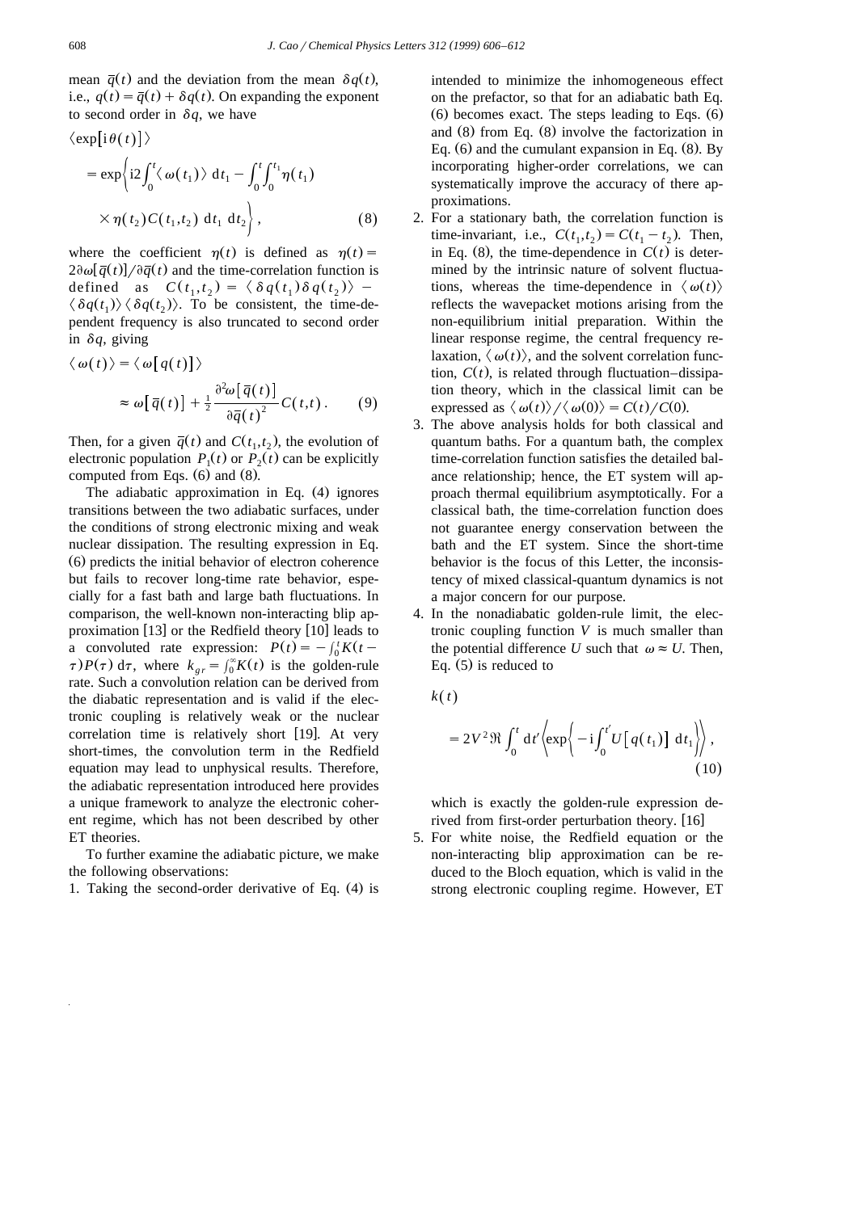mean $\bar{q}(t)$ and the deviation from the mean $\delta q(t)$, i.e., $q(t) = \bar{q}(t) + \delta q(t)$. On expanding the exponent to second order in $\delta q$, we have

$$
\langle \exp[i\theta(t)] \rangle
= \exp\left\{ i2\int_0^t \langle \omega(t_1) \rangle \, dt_1 - \int_0^t \int_0^{t_1} \eta(t_1) \times \eta(t_2) C(t_1,t_2) \, dt_1 \, dt_2 \right\}, \tag{8}
$$

where the coefficient $\eta(t)$ is defined as $\eta(t) = 2\partial\omega[\bar{q}(t)]/\partial\bar{q}(t)$ and the time-correlation function is defined as $C(t_1,t_2) = \langle \delta q(t_1) \delta q(t_2) \rangle - \langle \delta q(t_1) \rangle \langle \delta q(t_2) \rangle$. To be consistent, the time-dependent frequency is also truncated to second order in $\delta q$, giving

$$
\langle \omega(t) \rangle = \langle \omega[q(t)] \rangle
\approx \omega[\bar{q}(t)] + \tfrac{1}{2} \frac{\partial^2 \omega[\bar{q}(t)]}{\partial \bar{q}(t)^2} C(t,t). \tag{9}
$$

Then, for a given $\bar{q}(t)$ and $C(t_1,t_2)$, the evolution of electronic population $P_1(t)$ or $P_2(t)$ can be explicitly computed from Eqs. (6) and (8).

The adiabatic approximation in Eq. (4) ignores transitions between the two adiabatic surfaces, under the conditions of strong electronic mixing and weak nuclear dissipation. The resulting expression in Eq. (6) predicts the initial behavior of electron coherence but fails to recover long-time rate behavior, especially for a fast bath and large bath fluctuations. In comparison, the well-known non-interacting blip approximation [13] or the Redfield theory [10] leads to a convoluted rate expression: $P(t) = -\int_0^t K(t-\tau)P(\tau)\,d\tau$, where $k_{gr} = \int_0^\infty K(t)$ is the golden-rule rate. Such a convolution relation can be derived from the diabatic representation and is valid if the electronic coupling is relatively weak or the nuclear correlation time is relatively short [19]. At very short-times, the convolution term in the Redfield equation may lead to unphysical results. Therefore, the adiabatic representation introduced here provides a unique framework to analyze the electronic coherent regime, which has not been described by other ET theories.

To further examine the adiabatic picture, we make the following observations:

1. Taking the second-order derivative of Eq. (4) is intended to minimize the inhomogeneous effect on the prefactor, so that for an adiabatic bath Eq. (6) becomes exact. The steps leading to Eqs. (6) and (8) from Eq. (8) involve the factorization in Eq. (6) and the cumulant expansion in Eq. (8). By incorporating higher-order correlations, we can systematically improve the accuracy of there approximations.
2. For a stationary bath, the correlation function is time-invariant, i.e., $C(t_1,t_2) = C(t_1 - t_2)$. Then, in Eq. (8), the time-dependence in $C(t)$ is determined by the intrinsic nature of solvent fluctuations, whereas the time-dependence in $\langle \omega(t) \rangle$ reflects the wavepacket motions arising from the non-equilibrium initial preparation. Within the linear response regime, the central frequency relaxation, $\langle \omega(t) \rangle$, and the solvent correlation function, $C(t)$, is related through fluctuation–dissipation theory, which in the classical limit can be expressed as $\langle \omega(t) \rangle / \langle \omega(0) \rangle = C(t)/C(0)$.
3. The above analysis holds for both classical and quantum baths. For a quantum bath, the complex time-correlation function satisfies the detailed balance relationship; hence, the ET system will approach thermal equilibrium asymptotically. For a classical bath, the time-correlation function does not guarantee energy conservation between the bath and the ET system. Since the short-time behavior is the focus of this Letter, the inconsistency of mixed classical-quantum dynamics is not a major concern for our purpose.
4. In the nonadiabatic golden-rule limit, the electronic coupling function $V$ is much smaller than the potential difference $U$ such that $\omega \approx U$. Then, Eq. (5) is reduced to

$$
k(t) = 2V^2 \Re \int_0^t dt' \left\langle \exp\left\{ -i\int_0^{t'} U[q(t_1)] \, dt_1 \right\} \right\rangle, \tag{10}
$$

which is exactly the golden-rule expression derived from first-order perturbation theory. [16]

5. For white noise, the Redfield equation or the non-interacting blip approximation can be reduced to the Bloch equation, which is valid in the strong electronic coupling regime. However, ET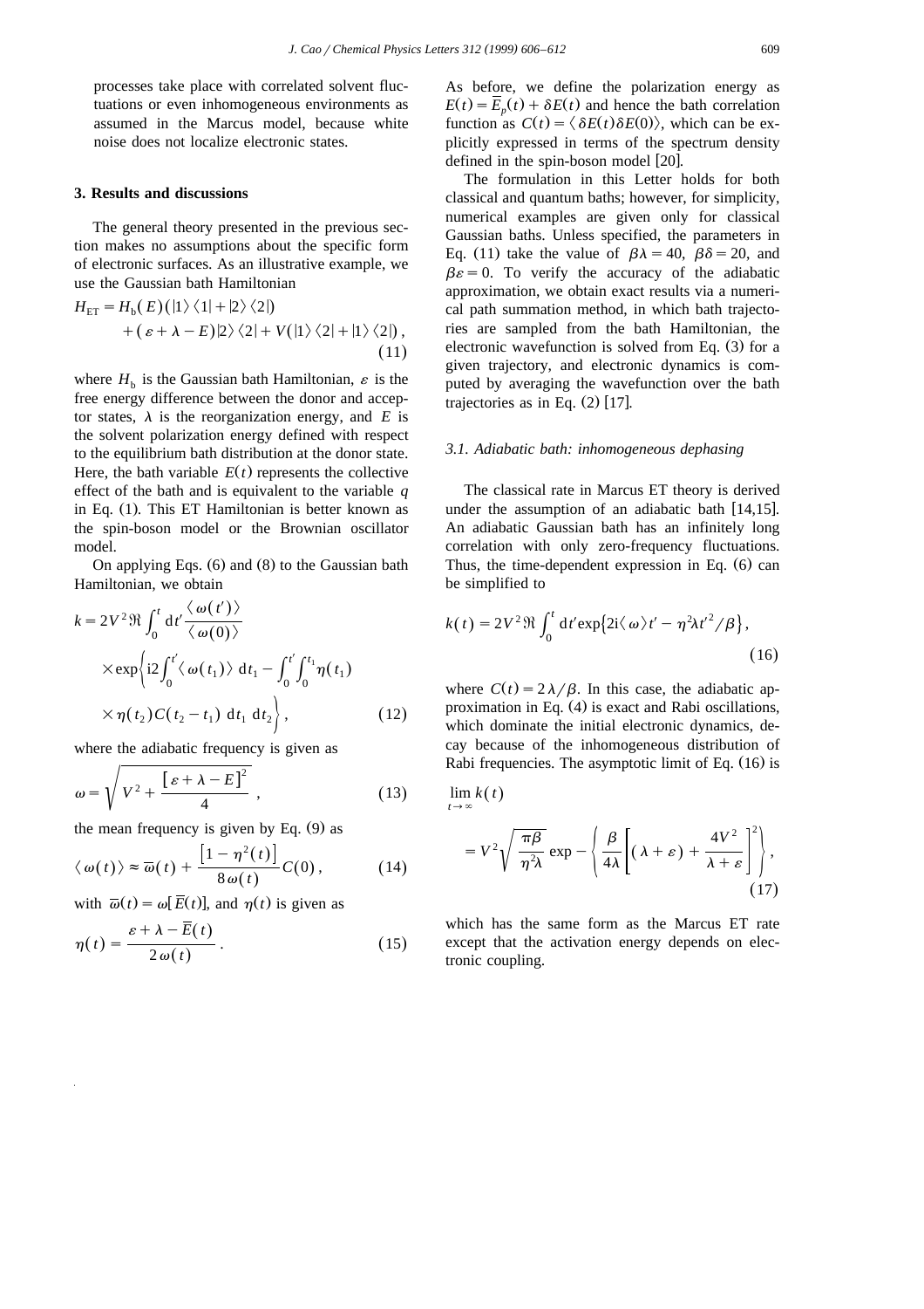processes take place with correlated solvent fluctuations or even inhomogeneous environments as assumed in the Marcus model, because white noise does not localize electronic states.

## 3. Results and discussions

The general theory presented in the previous section makes no assumptions about the specific form of electronic surfaces. As an illustrative example, we use the Gaussian bath Hamiltonian

$$H_{\rm ET} = H_{\rm b}(E)(|1\rangle\langle 1| + |2\rangle\langle 2|) + (\varepsilon + \lambda - E)|2\rangle\langle 2| + V(|1\rangle\langle 2| + |1\rangle\langle 2|), \tag{11}$$

where $H_{\rm b}$ is the Gaussian bath Hamiltonian, $\varepsilon$ is the free energy difference between the donor and acceptor states, $\lambda$ is the reorganization energy, and $E$ is the solvent polarization energy defined with respect to the equilibrium bath distribution at the donor state. Here, the bath variable $E(t)$ represents the collective effect of the bath and is equivalent to the variable $q$ in Eq. (1). This ET Hamiltonian is better known as the spin-boson model or the Brownian oscillator model.

On applying Eqs. (6) and (8) to the Gaussian bath Hamiltonian, we obtain

$$k = 2V^2 \Re \int_0^t {\rm d}t' \frac{\langle \omega(t')\rangle}{\langle \omega(0)\rangle} \times \exp\left\{ {\rm i}2\int_0^{t'} \langle \omega(t_1)\rangle \,{\rm d}t_1 - \int_0^{t'}\int_0^{t_1} \eta(t_1) \times \eta(t_2) C(t_2 - t_1)\,{\rm d}t_1\,{\rm d}t_2 \right\}, \tag{12}$$

where the adiabatic frequency is given as

$$\omega = \sqrt{V^2 + \frac{[\varepsilon + \lambda - E]^2}{4}}, \tag{13}$$

the mean frequency is given by Eq. (9) as

$$\langle \omega(t)\rangle \approx \bar{\omega}(t) + \frac{[1-\eta^2(t)]}{8\omega(t)} C(0), \tag{14}$$

with $\bar{\omega}(t) = \omega[\bar{E}(t)]$, and $\eta(t)$ is given as

$$\eta(t) = \frac{\varepsilon + \lambda - \bar{E}(t)}{2\omega(t)}. \tag{15}$$

As before, we define the polarization energy as $E(t) = \bar{E}_p(t) + \delta E(t)$ and hence the bath correlation function as $C(t) = \langle \delta E(t)\delta E(0)\rangle$, which can be explicitly expressed in terms of the spectrum density defined in the spin-boson model [20].

The formulation in this Letter holds for both classical and quantum baths; however, for simplicity, numerical examples are given only for classical Gaussian baths. Unless specified, the parameters in Eq. (11) take the value of $\beta\lambda = 40$, $\beta\delta = 20$, and $\beta\varepsilon = 0$. To verify the accuracy of the adiabatic approximation, we obtain exact results via a numerical path summation method, in which bath trajectories are sampled from the bath Hamiltonian, the electronic wavefunction is solved from Eq. (3) for a given trajectory, and electronic dynamics is computed by averaging the wavefunction over the bath trajectories as in Eq. (2) [17].

### 3.1. Adiabatic bath: inhomogeneous dephasing

The classical rate in Marcus ET theory is derived under the assumption of an adiabatic bath [14,15]. An adiabatic Gaussian bath has an infinitely long correlation with only zero-frequency fluctuations. Thus, the time-dependent expression in Eq. (6) can be simplified to

$$k(t) = 2V^2 \Re \int_0^t {\rm d}t' \exp\{2{\rm i}\langle\omega\rangle t' - \eta^2 \lambda t'^2/\beta\}, \tag{16}$$

where $C(t) = 2\lambda/\beta$. In this case, the adiabatic approximation in Eq. (4) is exact and Rabi oscillations, which dominate the initial electronic dynamics, decay because of the inhomogeneous distribution of Rabi frequencies. The asymptotic limit of Eq. (16) is

$$\lim_{t\to\infty} k(t) = V^2 \sqrt{\frac{\pi\beta}{\eta^2\lambda}} \exp - \left\{ \frac{\beta}{4\lambda}\left[ (\lambda + \varepsilon) + \frac{4V^2}{\lambda + \varepsilon} \right]^2 \right\}, \tag{17}$$

which has the same form as the Marcus ET rate except that the activation energy depends on electronic coupling.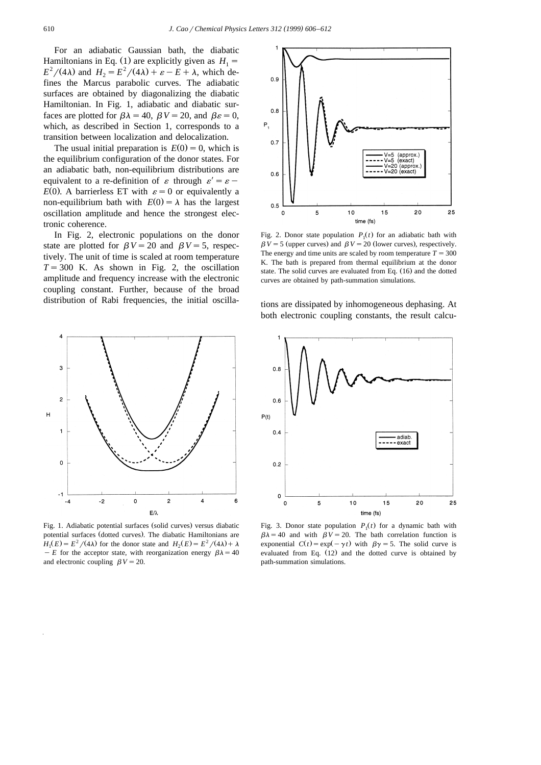For an adiabatic Gaussian bath, the diabatic Hamiltonians in Eq. (1) are explicitly given as $H_1 = E^2/(4\lambda)$ and $H_2 = E^2/(4\lambda) + \varepsilon - E + \lambda$, which defines the Marcus parabolic curves. The adiabatic surfaces are obtained by diagonalizing the diabatic Hamiltonian. In Fig. 1, adiabatic and diabatic surfaces are plotted for $\beta\lambda = 40$, $\beta V = 20$, and $\beta\varepsilon = 0$, which, as described in Section 1, corresponds to a transition between localization and delocalization.

The usual initial preparation is $E(0) = 0$, which is the equilibrium configuration of the donor states. For an adiabatic bath, non-equilibrium distributions are equivalent to a re-definition of $\varepsilon$ through $\varepsilon' = \varepsilon - E(0)$. A barrierless ET with $\varepsilon = 0$ or equivalently a non-equilibrium bath with $E(0) = \lambda$ has the largest oscillation amplitude and hence the strongest electronic coherence.

In Fig. 2, electronic populations on the donor state are plotted for $\beta V = 20$ and $\beta V = 5$, respectively. The unit of time is scaled at room temperature $T = 300$ K. As shown in Fig. 2, the oscillation amplitude and frequency increase with the electronic coupling constant. Further, because of the broad distribution of Rabi frequencies, the initial oscillations are dissipated by inhomogeneous dephasing. At both electronic coupling constants, the result calcu-

Fig. 1. Adiabatic potential surfaces (solid curves) versus diabatic potential surfaces (dotted curves). The diabatic Hamiltonians are $H_1(E) = E^2/(4\lambda)$ for the donor state and $H_2(E) = E^2/(4\lambda) + \lambda - E$ for the acceptor state, with reorganization energy $\beta\lambda = 40$ and electronic coupling $\beta V = 20$.

Fig. 2. Donor state population $P_1(t)$ for an adiabatic bath with $\beta V = 5$ (upper curves) and $\beta V = 20$ (lower curves), respectively. The energy and time units are scaled by room temperature $T = 300$ K. The bath is prepared from thermal equilibrium at the donor state. The solid curves are evaluated from Eq. (16) and the dotted curves are obtained by path-summation simulations.

Fig. 3. Donor state population $P_1(t)$ for a dynamic bath with $\beta\lambda = 40$ and with $\beta V = 20$. The bath correlation function is exponential $C(t) = \exp(-\gamma t)$ with $\beta\gamma = 5$. The solid curve is evaluated from Eq. (12) and the dotted curve is obtained by path-summation simulations.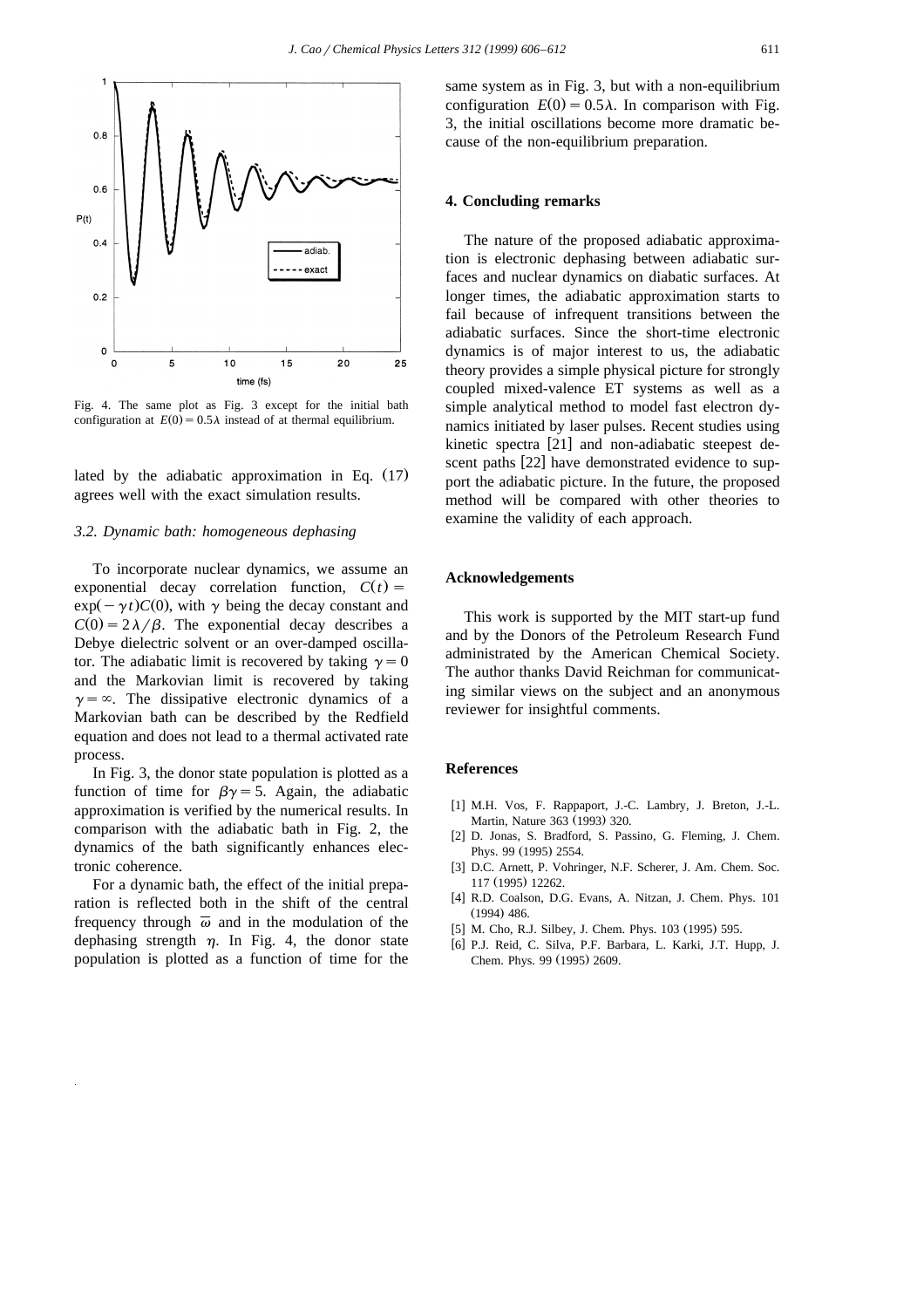Fig. 4. The same plot as Fig. 3 except for the initial bath configuration at $E(0)=0.5\lambda$ instead of at thermal equilibrium.

lated by the adiabatic approximation in Eq. (17) agrees well with the exact simulation results.

### 3.2. Dynamic bath: homogeneous dephasing

To incorporate nuclear dynamics, we assume an exponential decay correlation function, $C(t)=\exp(-\gamma t)C(0)$, with $\gamma$ being the decay constant and $C(0)=2\lambda/\beta$. The exponential decay describes a Debye dielectric solvent or an over-damped oscillator. The adiabatic limit is recovered by taking $\gamma=0$ and the Markovian limit is recovered by taking $\gamma=\infty$. The dissipative electronic dynamics of a Markovian bath can be described by the Redfield equation and does not lead to a thermal activated rate process.

In Fig. 3, the donor state population is plotted as a function of time for $\beta\gamma=5$. Again, the adiabatic approximation is verified by the numerical results. In comparison with the adiabatic bath in Fig. 2, the dynamics of the bath significantly enhances electronic coherence.

For a dynamic bath, the effect of the initial preparation is reflected both in the shift of the central frequency through $\overline{\omega}$ and in the modulation of the dephasing strength $\eta$. In Fig. 4, the donor state population is plotted as a function of time for the same system as in Fig. 3, but with a non-equilibrium configuration $E(0)=0.5\lambda$. In comparison with Fig. 3, the initial oscillations become more dramatic because of the non-equilibrium preparation.

## 4. Concluding remarks

The nature of the proposed adiabatic approximation is electronic dephasing between adiabatic surfaces and nuclear dynamics on diabatic surfaces. At longer times, the adiabatic approximation starts to fail because of infrequent transitions between the adiabatic surfaces. Since the short-time electronic dynamics is of major interest to us, the adiabatic theory provides a simple physical picture for strongly coupled mixed-valence ET systems as well as a simple analytical method to model fast electron dynamics initiated by laser pulses. Recent studies using kinetic spectra [21] and non-adiabatic steepest descent paths [22] have demonstrated evidence to support the adiabatic picture. In the future, the proposed method will be compared with other theories to examine the validity of each approach.

## Acknowledgements

This work is supported by the MIT start-up fund and by the Donors of the Petroleum Research Fund administrated by the American Chemical Society. The author thanks David Reichman for communicating similar views on the subject and an anonymous reviewer for insightful comments.

## References

[1] M.H. Vos, F. Rappaport, J.-C. Lambry, J. Breton, J.-L. Martin, Nature 363 (1993) 320.

[2] D. Jonas, S. Bradford, S. Passino, G. Fleming, J. Chem. Phys. 99 (1995) 2554.

[3] D.C. Arnett, P. Vohringer, N.F. Scherer, J. Am. Chem. Soc. 117 (1995) 12262.

[4] R.D. Coalson, D.G. Evans, A. Nitzan, J. Chem. Phys. 101 (1994) 486.

[5] M. Cho, R.J. Silbey, J. Chem. Phys. 103 (1995) 595.

[6] P.J. Reid, C. Silva, P.F. Barbara, L. Karki, J.T. Hupp, J. Chem. Phys. 99 (1995) 2609.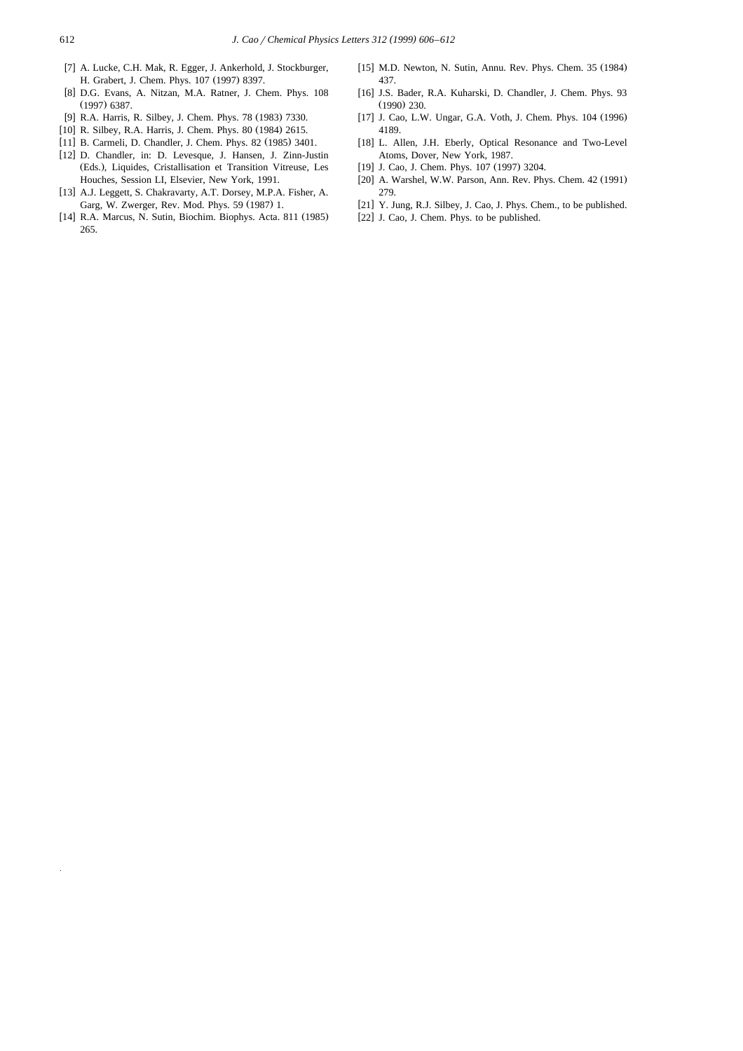[7] A. Lucke, C.H. Mak, R. Egger, J. Ankerhold, J. Stockburger, H. Grabert, J. Chem. Phys. 107 (1997) 8397.

[8] D.G. Evans, A. Nitzan, M.A. Ratner, J. Chem. Phys. 108 (1997) 6387.

[9] R.A. Harris, R. Silbey, J. Chem. Phys. 78 (1983) 7330.

[10] R. Silbey, R.A. Harris, J. Chem. Phys. 80 (1984) 2615.

[11] B. Carmeli, D. Chandler, J. Chem. Phys. 82 (1985) 3401.

[12] D. Chandler, in: D. Levesque, J. Hansen, J. Zinn-Justin (Eds.), Liquides, Cristallisation et Transition Vitreuse, Les Houches, Session LI, Elsevier, New York, 1991.

[13] A.J. Leggett, S. Chakravarty, A.T. Dorsey, M.P.A. Fisher, A. Garg, W. Zwerger, Rev. Mod. Phys. 59 (1987) 1.

[14] R.A. Marcus, N. Sutin, Biochim. Biophys. Acta. 811 (1985) 265.

[15] M.D. Newton, N. Sutin, Annu. Rev. Phys. Chem. 35 (1984) 437.

[16] J.S. Bader, R.A. Kuharski, D. Chandler, J. Chem. Phys. 93 (1990) 230.

[17] J. Cao, L.W. Ungar, G.A. Voth, J. Chem. Phys. 104 (1996) 4189.

[18] L. Allen, J.H. Eberly, Optical Resonance and Two-Level Atoms, Dover, New York, 1987.

[19] J. Cao, J. Chem. Phys. 107 (1997) 3204.

[20] A. Warshel, W.W. Parson, Ann. Rev. Phys. Chem. 42 (1991) 279.

[21] Y. Jung, R.J. Silbey, J. Cao, J. Phys. Chem., to be published.

[22] J. Cao, J. Chem. Phys. to be published.